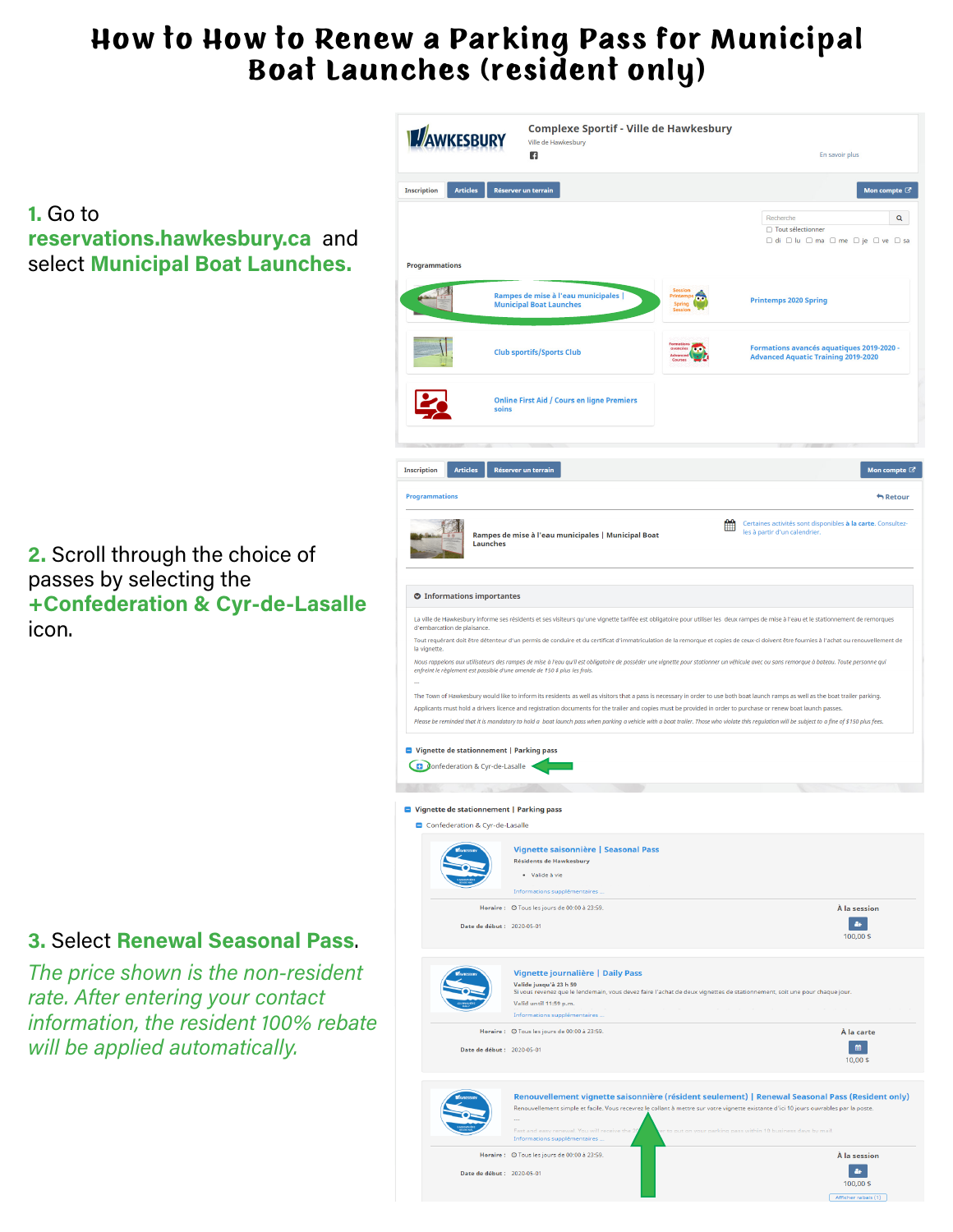# How to How to Renew a Parking Pass for Municipal Boat Launches (resident only)

**1.** Go to **reservations.hawkesbury.ca** and select **Municipal Boat Launches.**

Complexe Sportif - Ville de Hawkesbury

Ville de Hawkesbury

En savoir plus

Inscription | Articles | Réserver un terrain | Mon compte

Recherche

Tout sélectionner

di lu ma me je ve sa

Programmations

Rampes de mise à l'eau municipales | Municipal Boat Launches

Printemps 2020 Spring

Club sportifs/Sports Club

Formations avancés aquatiques 2019-2020 - Advanced Aquatic Training 2019-2020

Online First Aid / Cours en ligne Premiers soins

**2.** Scroll through the choice of passes by selecting the **+Confederation & Cyr-de-Lasalle** icon.

Inscription | Articles | Réserver un terrain | Mon compte

Programmations

Retour

Rampes de mise à l'eau municipales | Municipal Boat Launches

Certaines activités sont disponibles à la carte. Consultez-les à partir d'un calendrier.

Informations importantes

La ville de Hawkesbury informe ses résidents et ses visiteurs qu'une vignette tarifée est obligatoire pour utiliser les deux rampes de mise à l'eau et le stationnement de remorques d'embarcation de plaisance.

Tout requérant doit être détenteur d'un permis de conduire et du certificat d'immatriculation de la remorque et copies de ceux-ci doivent être fournies à l'achat ou renouvellement de la vignette.

*Nous rappelons aux utilisateurs des rampes de mise à l'eau qu'il est obligatoire de posséder une vignette pour stationner un véhicule avec ou sans remorque à bateau. Toute personne qui enfreint le règlement est passible d'une amende de 150 $ plus les frais.*

---

The Town of Hawkesbury would like to inform its residents as well as visitors that a pass is necessary in order to use both boat launch ramps as well as the boat trailer parking.

Applicants must hold a drivers licence and registration documents for the trailer and copies must be provided in order to purchase or renew boat launch passes.

*Please be reminded that it is mandatory to hold a boat launch pass when parking a vehicle with a boat trailer. Those who violate this regulation will be subject to a fine of $150 plus fees.*

Vignette de stationnement | Parking pass

Confederation & Cyr-de-Lasalle

**3.** Select **Renewal Seasonal Pass**.

*The price shown is the non-resident rate. After entering your contact information, the resident 100% rebate will be applied automatically.*

Vignette de stationnement | Parking pass

Confederation & Cyr-de-Lasalle

**Vignette saisonnière | Seasonal Pass**

Résidents de Hawkesbury

- Valide à vie

Informations supplémentaires ...

Horaire : Tous les jours de 00:00 à 23:59.

Date de début : 2020-05-01

À la session

100,00 $

**Vignette journalière | Daily Pass**

Valide jusqu'à 23 h 59

Si vous revenez que le lendemain, vous devez faire l'achat de deux vignettes de stationnement, soit une pour chaque jour.

Valid until 11:59 p.m.

Informations supplémentaires ...

Horaire : Tous les jours de 00:00 à 23:59.

Date de début : 2020-05-01

À la carte

10,00 $

**Renouvellement vignette saisonnière (résident seulement) | Renewal Seasonal Pass (Resident only)**

Renouvellement simple et facile. Vous recevrez le collant à mettre sur votre vignette existante d'ici 10 jours ouvrables par la poste.

---

Fast and easy renewal. You will receive the ... to put on your parking pass within 10 business days by mail.

Informations supplémentaires ...

Horaire : Tous les jours de 00:00 à 23:59.

Date de début : 2020-05-01

À la session

100,00 $

Afficher rabais (1)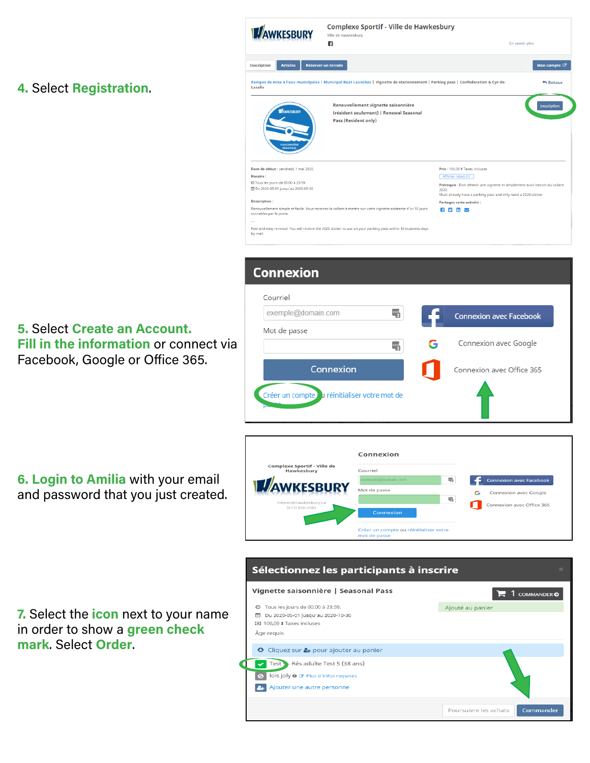**4.** Select **Registration**.

**5.** Select **Create an Account.**
**Fill in the information** or connect via Facebook, Google or Office 365.

**6. Login to Amilia** with your email and password that you just created.

**7.** Select the **icon** next to your name in order to show a **green check mark**. Select **Order**.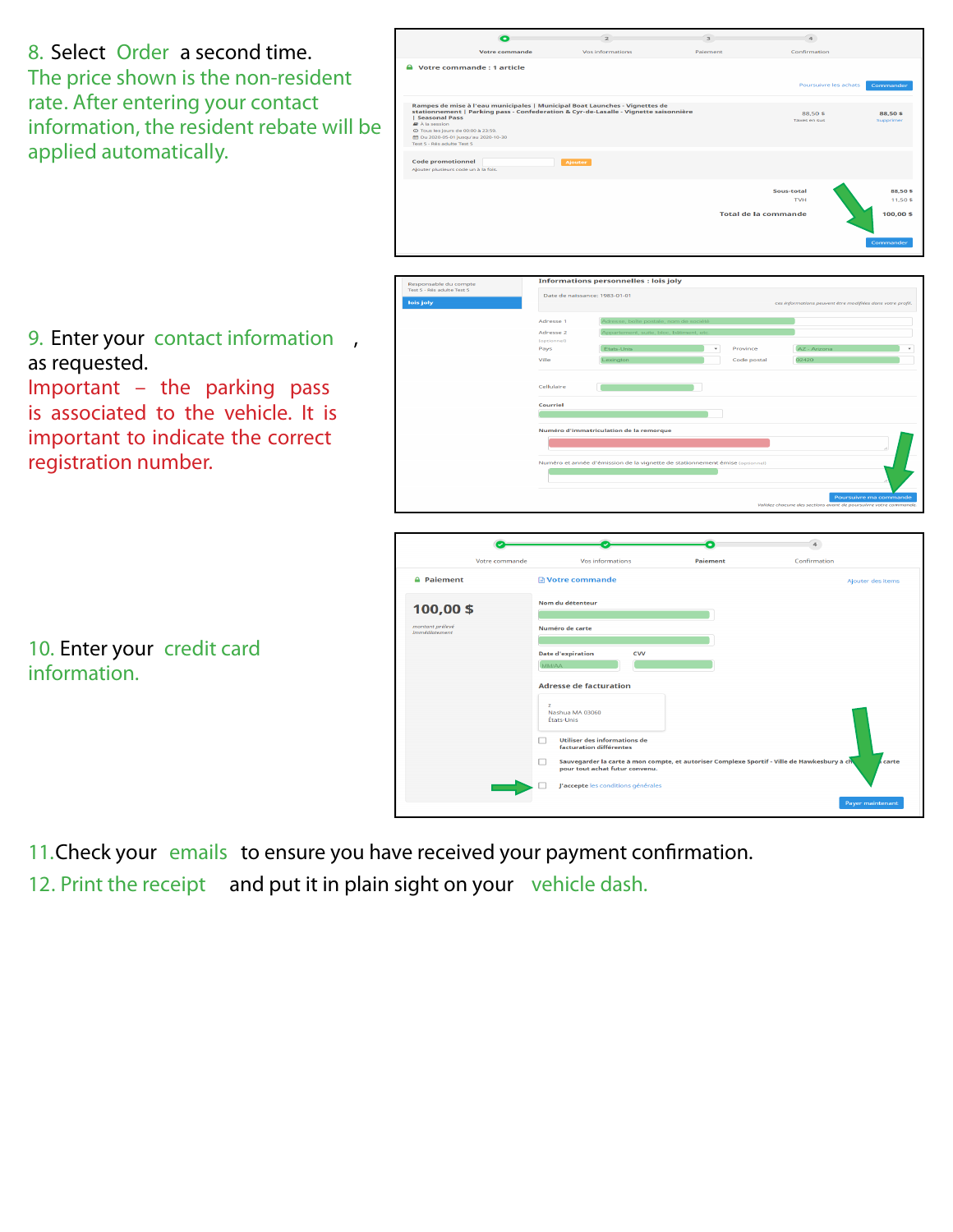8. Select Order a second time.
The price shown is the non-resident rate. After entering your contact information, the resident rebate will be applied automatically.

9. Enter your contact information, as requested.
Important – the parking pass is associated to the vehicle. It is important to indicate the correct registration number.

10. Enter your credit card information.

11. Check your emails to ensure you have received your payment confirmation.
12. Print the receipt and put it in plain sight on your vehicle dash.